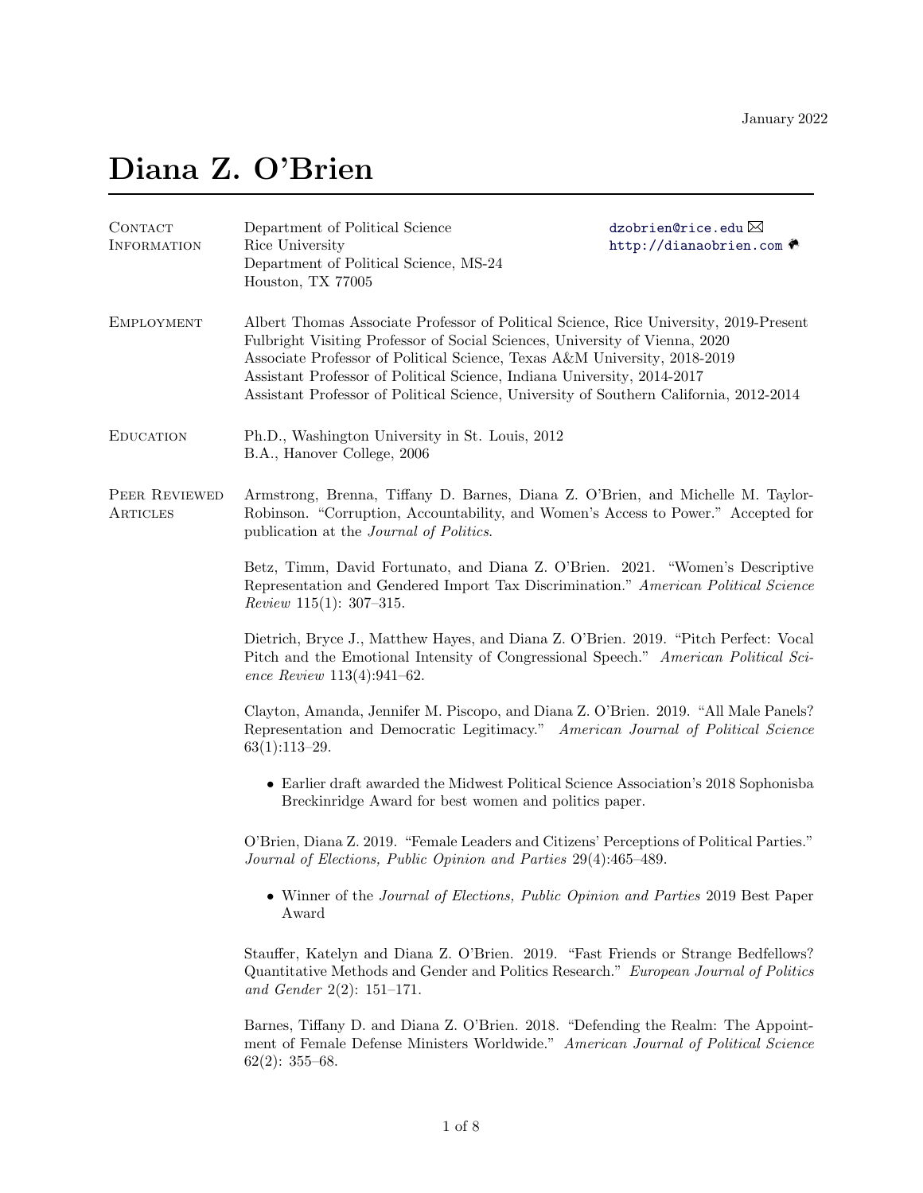January 2022

# Diana Z. O'Brien

## Contact Information

Department of Political Science
Rice University
Department of Political Science, MS-24
Houston, TX 77005

dzobrien@rice.edu
http://dianaobrien.com

## Employment

Albert Thomas Associate Professor of Political Science, Rice University, 2019-Present
Fulbright Visiting Professor of Social Sciences, University of Vienna, 2020
Associate Professor of Political Science, Texas A&M University, 2018-2019
Assistant Professor of Political Science, Indiana University, 2014-2017
Assistant Professor of Political Science, University of Southern California, 2012-2014

## Education

Ph.D., Washington University in St. Louis, 2012
B.A., Hanover College, 2006

## Peer Reviewed Articles

Armstrong, Brenna, Tiffany D. Barnes, Diana Z. O'Brien, and Michelle M. Taylor-Robinson. "Corruption, Accountability, and Women's Access to Power." Accepted for publication at the *Journal of Politics*.

Betz, Timm, David Fortunato, and Diana Z. O'Brien. 2021. "Women's Descriptive Representation and Gendered Import Tax Discrimination." *American Political Science Review* 115(1): 307–315.

Dietrich, Bryce J., Matthew Hayes, and Diana Z. O'Brien. 2019. "Pitch Perfect: Vocal Pitch and the Emotional Intensity of Congressional Speech." *American Political Science Review* 113(4):941–62.

Clayton, Amanda, Jennifer M. Piscopo, and Diana Z. O'Brien. 2019. "All Male Panels? Representation and Democratic Legitimacy." *American Journal of Political Science* 63(1):113–29.

- Earlier draft awarded the Midwest Political Science Association's 2018 Sophonisba Breckinridge Award for best women and politics paper.

O'Brien, Diana Z. 2019. "Female Leaders and Citizens' Perceptions of Political Parties." *Journal of Elections, Public Opinion and Parties* 29(4):465–489.

- Winner of the *Journal of Elections, Public Opinion and Parties* 2019 Best Paper Award

Stauffer, Katelyn and Diana Z. O'Brien. 2019. "Fast Friends or Strange Bedfellows? Quantitative Methods and Gender and Politics Research." *European Journal of Politics and Gender* 2(2): 151–171.

Barnes, Tiffany D. and Diana Z. O'Brien. 2018. "Defending the Realm: The Appointment of Female Defense Ministers Worldwide." *American Journal of Political Science* 62(2): 355–68.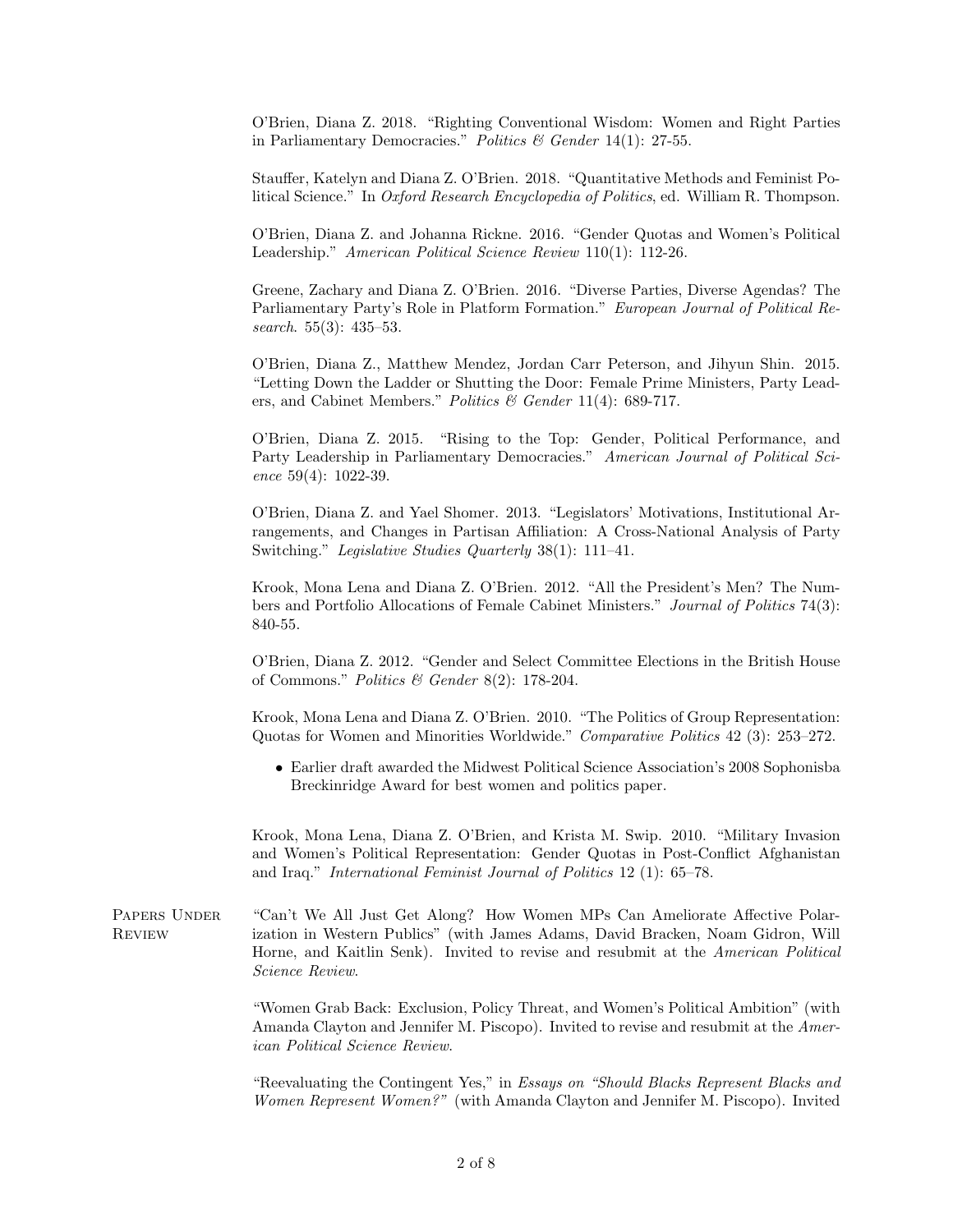O'Brien, Diana Z. 2018. "Righting Conventional Wisdom: Women and Right Parties in Parliamentary Democracies." *Politics & Gender* 14(1): 27-55.

Stauffer, Katelyn and Diana Z. O'Brien. 2018. "Quantitative Methods and Feminist Political Science." In *Oxford Research Encyclopedia of Politics*, ed. William R. Thompson.

O'Brien, Diana Z. and Johanna Rickne. 2016. "Gender Quotas and Women's Political Leadership." *American Political Science Review* 110(1): 112-26.

Greene, Zachary and Diana Z. O'Brien. 2016. "Diverse Parties, Diverse Agendas? The Parliamentary Party's Role in Platform Formation." *European Journal of Political Research*. 55(3): 435–53.

O'Brien, Diana Z., Matthew Mendez, Jordan Carr Peterson, and Jihyun Shin. 2015. "Letting Down the Ladder or Shutting the Door: Female Prime Ministers, Party Leaders, and Cabinet Members." *Politics & Gender* 11(4): 689-717.

O'Brien, Diana Z. 2015. "Rising to the Top: Gender, Political Performance, and Party Leadership in Parliamentary Democracies." *American Journal of Political Science* 59(4): 1022-39.

O'Brien, Diana Z. and Yael Shomer. 2013. "Legislators' Motivations, Institutional Arrangements, and Changes in Partisan Affiliation: A Cross-National Analysis of Party Switching." *Legislative Studies Quarterly* 38(1): 111–41.

Krook, Mona Lena and Diana Z. O'Brien. 2012. "All the President's Men? The Numbers and Portfolio Allocations of Female Cabinet Ministers." *Journal of Politics* 74(3): 840-55.

O'Brien, Diana Z. 2012. "Gender and Select Committee Elections in the British House of Commons." *Politics & Gender* 8(2): 178-204.

Krook, Mona Lena and Diana Z. O'Brien. 2010. "The Politics of Group Representation: Quotas for Women and Minorities Worldwide." *Comparative Politics* 42 (3): 253–272.

- Earlier draft awarded the Midwest Political Science Association's 2008 Sophonisba Breckinridge Award for best women and politics paper.

Krook, Mona Lena, Diana Z. O'Brien, and Krista M. Swip. 2010. "Military Invasion and Women's Political Representation: Gender Quotas in Post-Conflict Afghanistan and Iraq." *International Feminist Journal of Politics* 12 (1): 65–78.

## Papers Under Review

"Can't We All Just Get Along? How Women MPs Can Ameliorate Affective Polarization in Western Publics" (with James Adams, David Bracken, Noam Gidron, Will Horne, and Kaitlin Senk). Invited to revise and resubmit at the *American Political Science Review*.

"Women Grab Back: Exclusion, Policy Threat, and Women's Political Ambition" (with Amanda Clayton and Jennifer M. Piscopo). Invited to revise and resubmit at the *American Political Science Review*.

"Reevaluating the Contingent Yes," in *Essays on "Should Blacks Represent Blacks and Women Represent Women?"* (with Amanda Clayton and Jennifer M. Piscopo). Invited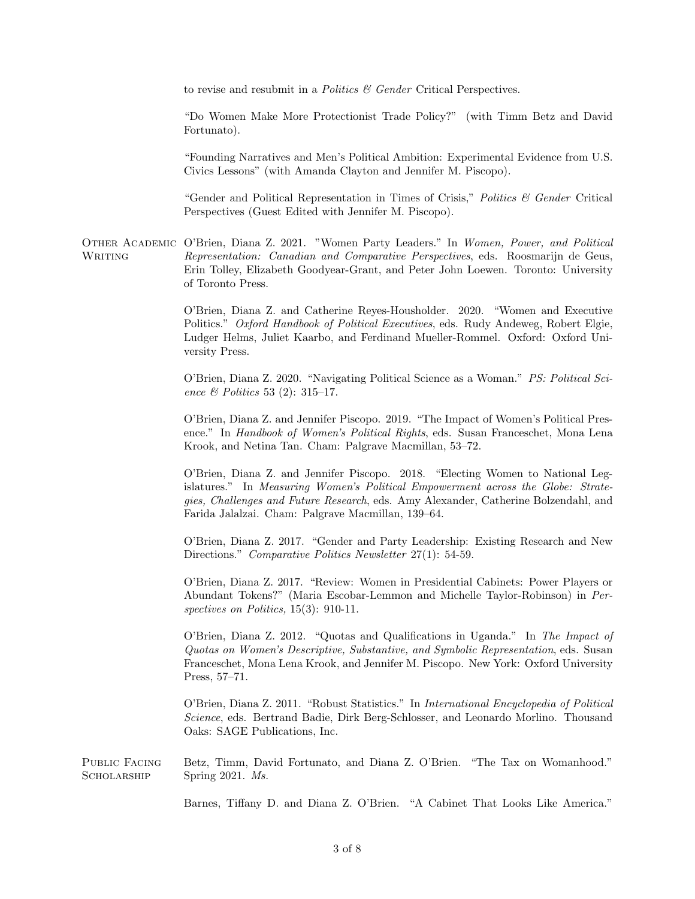to revise and resubmit in a *Politics & Gender* Critical Perspectives.

"Do Women Make More Protectionist Trade Policy?" (with Timm Betz and David Fortunato).

"Founding Narratives and Men's Political Ambition: Experimental Evidence from U.S. Civics Lessons" (with Amanda Clayton and Jennifer M. Piscopo).

"Gender and Political Representation in Times of Crisis," *Politics & Gender* Critical Perspectives (Guest Edited with Jennifer M. Piscopo).

## Other Academic Writing

O'Brien, Diana Z. 2021. "Women Party Leaders." In *Women, Power, and Political Representation: Canadian and Comparative Perspectives*, eds. Roosmarijn de Geus, Erin Tolley, Elizabeth Goodyear-Grant, and Peter John Loewen. Toronto: University of Toronto Press.

O'Brien, Diana Z. and Catherine Reyes-Housholder. 2020. "Women and Executive Politics." *Oxford Handbook of Political Executives*, eds. Rudy Andeweg, Robert Elgie, Ludger Helms, Juliet Kaarbo, and Ferdinand Mueller-Rommel. Oxford: Oxford University Press.

O'Brien, Diana Z. 2020. "Navigating Political Science as a Woman." *PS: Political Science & Politics* 53 (2): 315–17.

O'Brien, Diana Z. and Jennifer Piscopo. 2019. "The Impact of Women's Political Presence." In *Handbook of Women's Political Rights*, eds. Susan Franceschet, Mona Lena Krook, and Netina Tan. Cham: Palgrave Macmillan, 53–72.

O'Brien, Diana Z. and Jennifer Piscopo. 2018. "Electing Women to National Legislatures." In *Measuring Women's Political Empowerment across the Globe: Strategies, Challenges and Future Research*, eds. Amy Alexander, Catherine Bolzendahl, and Farida Jalalzai. Cham: Palgrave Macmillan, 139–64.

O'Brien, Diana Z. 2017. "Gender and Party Leadership: Existing Research and New Directions." *Comparative Politics Newsletter* 27(1): 54-59.

O'Brien, Diana Z. 2017. "Review: Women in Presidential Cabinets: Power Players or Abundant Tokens?" (Maria Escobar-Lemmon and Michelle Taylor-Robinson) in *Perspectives on Politics*, 15(3): 910-11.

O'Brien, Diana Z. 2012. "Quotas and Qualifications in Uganda." In *The Impact of Quotas on Women's Descriptive, Substantive, and Symbolic Representation*, eds. Susan Franceschet, Mona Lena Krook, and Jennifer M. Piscopo. New York: Oxford University Press, 57–71.

O'Brien, Diana Z. 2011. "Robust Statistics." In *International Encyclopedia of Political Science*, eds. Bertrand Badie, Dirk Berg-Schlosser, and Leonardo Morlino. Thousand Oaks: SAGE Publications, Inc.

## Public Facing Scholarship

Betz, Timm, David Fortunato, and Diana Z. O'Brien. "The Tax on Womanhood." Spring 2021. *Ms.*

Barnes, Tiffany D. and Diana Z. O'Brien. "A Cabinet That Looks Like America."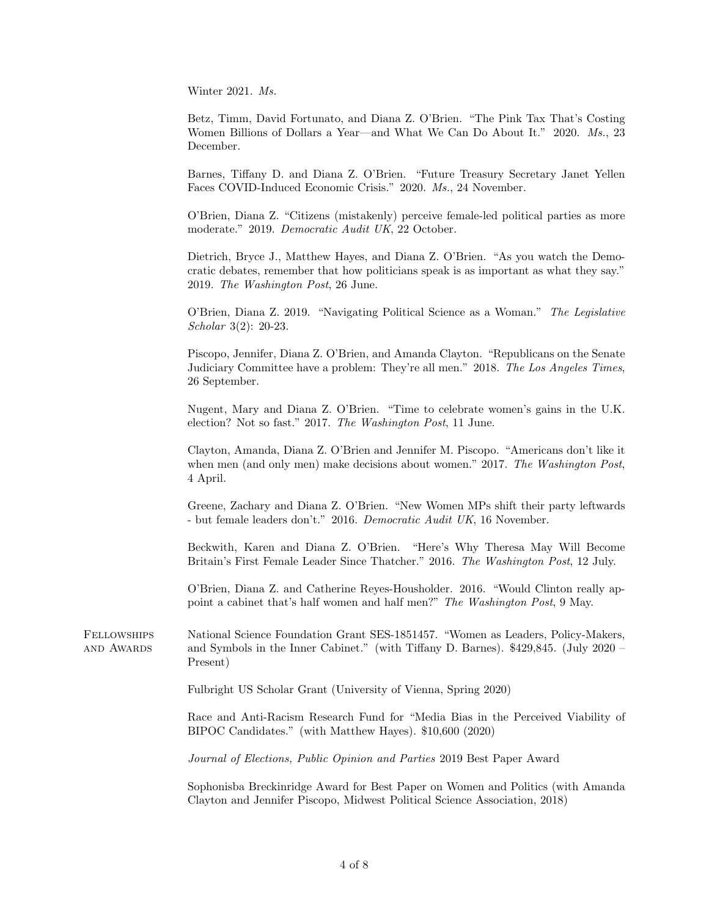Winter 2021. *Ms.*

Betz, Timm, David Fortunato, and Diana Z. O'Brien. "The Pink Tax That's Costing Women Billions of Dollars a Year—and What We Can Do About It." 2020. *Ms.*, 23 December.

Barnes, Tiffany D. and Diana Z. O'Brien. "Future Treasury Secretary Janet Yellen Faces COVID-Induced Economic Crisis." 2020. *Ms.*, 24 November.

O'Brien, Diana Z. "Citizens (mistakenly) perceive female-led political parties as more moderate." 2019. *Democratic Audit UK*, 22 October.

Dietrich, Bryce J., Matthew Hayes, and Diana Z. O'Brien. "As you watch the Democratic debates, remember that how politicians speak is as important as what they say." 2019. *The Washington Post*, 26 June.

O'Brien, Diana Z. 2019. "Navigating Political Science as a Woman." *The Legislative Scholar* 3(2): 20-23.

Piscopo, Jennifer, Diana Z. O'Brien, and Amanda Clayton. "Republicans on the Senate Judiciary Committee have a problem: They're all men." 2018. *The Los Angeles Times*, 26 September.

Nugent, Mary and Diana Z. O'Brien. "Time to celebrate women's gains in the U.K. election? Not so fast." 2017. *The Washington Post*, 11 June.

Clayton, Amanda, Diana Z. O'Brien and Jennifer M. Piscopo. "Americans don't like it when men (and only men) make decisions about women." 2017. *The Washington Post*, 4 April.

Greene, Zachary and Diana Z. O'Brien. "New Women MPs shift their party leftwards - but female leaders don't." 2016. *Democratic Audit UK*, 16 November.

Beckwith, Karen and Diana Z. O'Brien. "Here's Why Theresa May Will Become Britain's First Female Leader Since Thatcher." 2016. *The Washington Post*, 12 July.

O'Brien, Diana Z. and Catherine Reyes-Housholder. 2016. "Would Clinton really appoint a cabinet that's half women and half men?" *The Washington Post*, 9 May.

## Fellowships and Awards

National Science Foundation Grant SES-1851457. "Women as Leaders, Policy-Makers, and Symbols in the Inner Cabinet." (with Tiffany D. Barnes). $429,845. (July 2020 – Present)

Fulbright US Scholar Grant (University of Vienna, Spring 2020)

Race and Anti-Racism Research Fund for "Media Bias in the Perceived Viability of BIPOC Candidates." (with Matthew Hayes). $10,600 (2020)

*Journal of Elections, Public Opinion and Parties* 2019 Best Paper Award

Sophonisba Breckinridge Award for Best Paper on Women and Politics (with Amanda Clayton and Jennifer Piscopo, Midwest Political Science Association, 2018)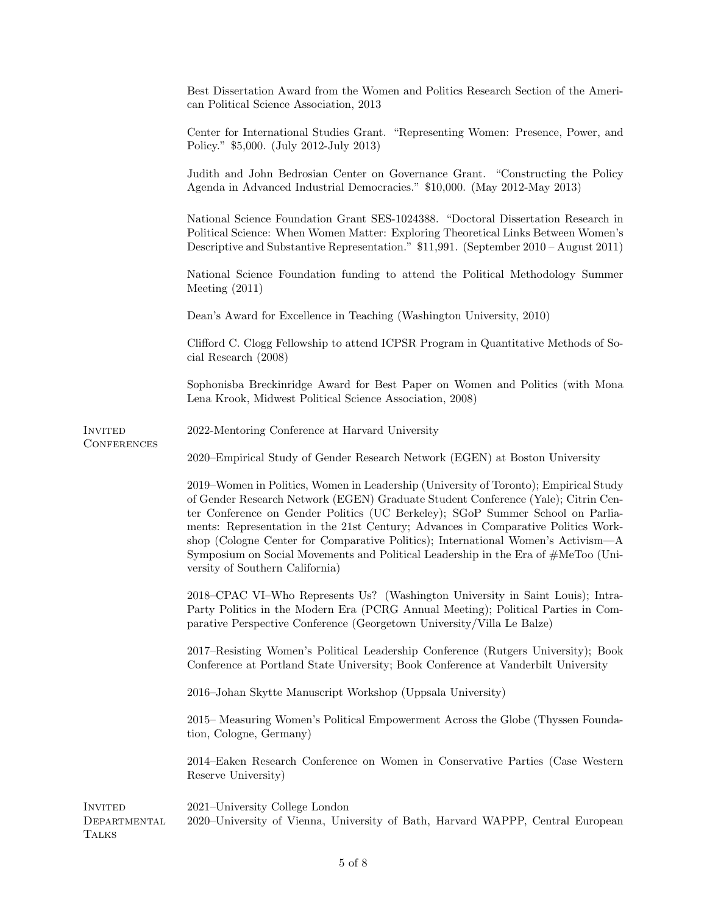Best Dissertation Award from the Women and Politics Research Section of the American Political Science Association, 2013

Center for International Studies Grant. "Representing Women: Presence, Power, and Policy." $5,000. (July 2012-July 2013)

Judith and John Bedrosian Center on Governance Grant. "Constructing the Policy Agenda in Advanced Industrial Democracies." $10,000. (May 2012-May 2013)

National Science Foundation Grant SES-1024388. "Doctoral Dissertation Research in Political Science: When Women Matter: Exploring Theoretical Links Between Women's Descriptive and Substantive Representation." $11,991. (September 2010 – August 2011)

National Science Foundation funding to attend the Political Methodology Summer Meeting (2011)

Dean's Award for Excellence in Teaching (Washington University, 2010)

Clifford C. Clogg Fellowship to attend ICPSR Program in Quantitative Methods of Social Research (2008)

Sophonisba Breckinridge Award for Best Paper on Women and Politics (with Mona Lena Krook, Midwest Political Science Association, 2008)

## Invited Conferences

2022-Mentoring Conference at Harvard University

2020–Empirical Study of Gender Research Network (EGEN) at Boston University

2019–Women in Politics, Women in Leadership (University of Toronto); Empirical Study of Gender Research Network (EGEN) Graduate Student Conference (Yale); Citrin Center Conference on Gender Politics (UC Berkeley); SGoP Summer School on Parliaments: Representation in the 21st Century; Advances in Comparative Politics Workshop (Cologne Center for Comparative Politics); International Women's Activism—A Symposium on Social Movements and Political Leadership in the Era of #MeToo (University of Southern California)

2018–CPAC VI–Who Represents Us? (Washington University in Saint Louis); Intra-Party Politics in the Modern Era (PCRG Annual Meeting); Political Parties in Comparative Perspective Conference (Georgetown University/Villa Le Balze)

2017–Resisting Women's Political Leadership Conference (Rutgers University); Book Conference at Portland State University; Book Conference at Vanderbilt University

2016–Johan Skytte Manuscript Workshop (Uppsala University)

2015– Measuring Women's Political Empowerment Across the Globe (Thyssen Foundation, Cologne, Germany)

2014–Eaken Research Conference on Women in Conservative Parties (Case Western Reserve University)

## Invited Departmental Talks

2021–University College London
2020–University of Vienna, University of Bath, Harvard WAPPP, Central European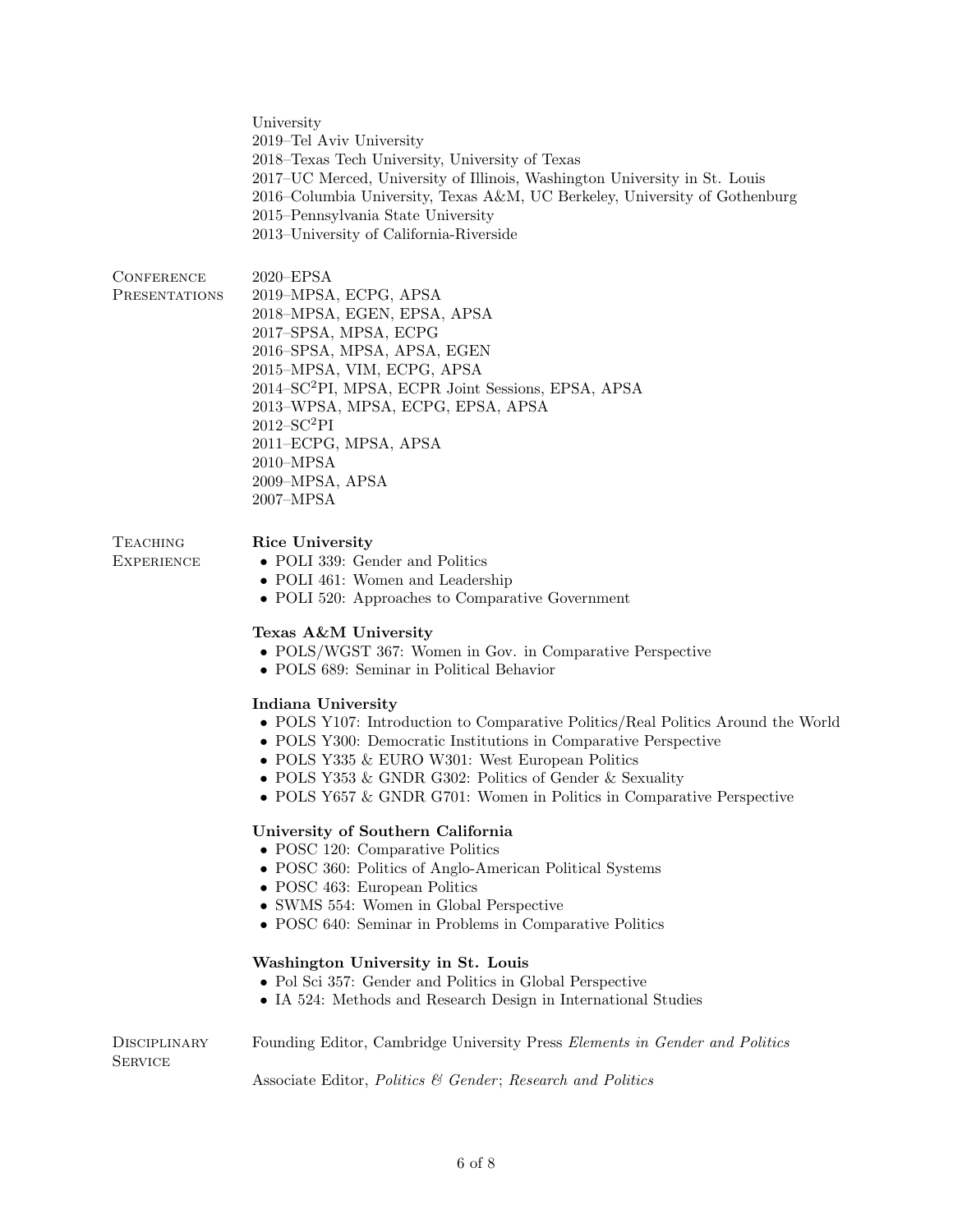University
2019–Tel Aviv University
2018–Texas Tech University, University of Texas
2017–UC Merced, University of Illinois, Washington University in St. Louis
2016–Columbia University, Texas A&M, UC Berkeley, University of Gothenburg
2015–Pennsylvania State University
2013–University of California-Riverside

## Conference Presentations

2020–EPSA
2019–MPSA, ECPG, APSA
2018–MPSA, EGEN, EPSA, APSA
2017–SPSA, MPSA, ECPG
2016–SPSA, MPSA, APSA, EGEN
2015–MPSA, VIM, ECPG, APSA
2014–SC$^2$PI, MPSA, ECPR Joint Sessions, EPSA, APSA
2013–WPSA, MPSA, ECPG, EPSA, APSA
2012–SC$^2$PI
2011–ECPG, MPSA, APSA
2010–MPSA
2009–MPSA, APSA
2007–MPSA

## Teaching Experience

**Rice University**

- POLI 339: Gender and Politics
- POLI 461: Women and Leadership
- POLI 520: Approaches to Comparative Government

**Texas A&M University**

- POLS/WGST 367: Women in Gov. in Comparative Perspective
- POLS 689: Seminar in Political Behavior

**Indiana University**

- POLS Y107: Introduction to Comparative Politics/Real Politics Around the World
- POLS Y300: Democratic Institutions in Comparative Perspective
- POLS Y335 & EURO W301: West European Politics
- POLS Y353 & GNDR G302: Politics of Gender & Sexuality
- POLS Y657 & GNDR G701: Women in Politics in Comparative Perspective

**University of Southern California**

- POSC 120: Comparative Politics
- POSC 360: Politics of Anglo-American Political Systems
- POSC 463: European Politics
- SWMS 554: Women in Global Perspective
- POSC 640: Seminar in Problems in Comparative Politics

**Washington University in St. Louis**

- Pol Sci 357: Gender and Politics in Global Perspective
- IA 524: Methods and Research Design in International Studies

## Disciplinary Service

Founding Editor, Cambridge University Press *Elements in Gender and Politics*

Associate Editor, *Politics & Gender*; *Research and Politics*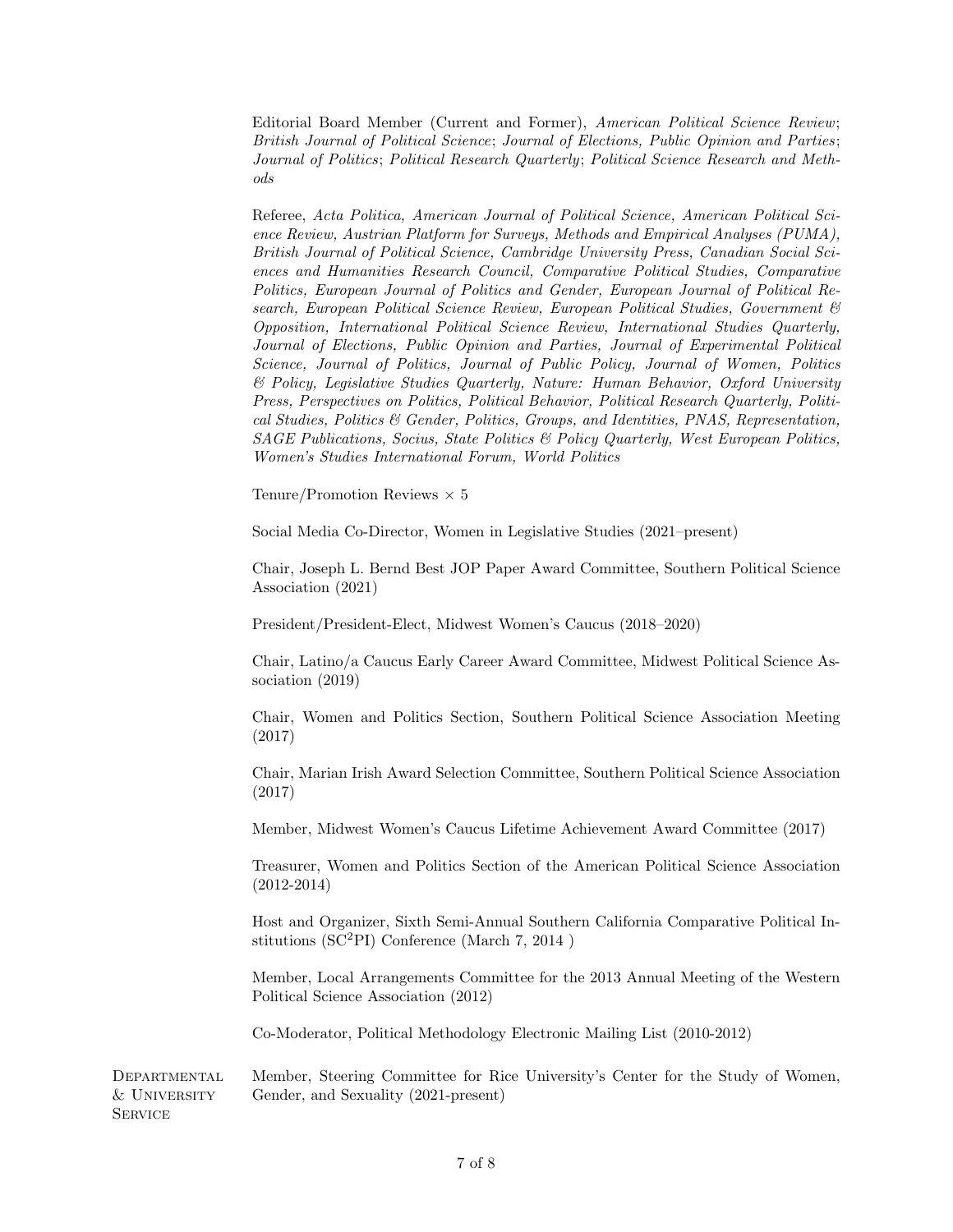Editorial Board Member (Current and Former), *American Political Science Review*; *British Journal of Political Science*; *Journal of Elections, Public Opinion and Parties*; *Journal of Politics*; *Political Research Quarterly*; *Political Science Research and Methods*

Referee, *Acta Politica, American Journal of Political Science, American Political Science Review, Austrian Platform for Surveys, Methods and Empirical Analyses (PUMA), British Journal of Political Science, Cambridge University Press, Canadian Social Sciences and Humanities Research Council, Comparative Political Studies, Comparative Politics, European Journal of Politics and Gender, European Journal of Political Research, European Political Science Review, European Political Studies, Government & Opposition, International Political Science Review, International Studies Quarterly, Journal of Elections, Public Opinion and Parties, Journal of Experimental Political Science, Journal of Politics, Journal of Public Policy, Journal of Women, Politics & Policy, Legislative Studies Quarterly, Nature: Human Behavior, Oxford University Press, Perspectives on Politics, Political Behavior, Political Research Quarterly, Political Studies, Politics & Gender, Politics, Groups, and Identities, PNAS, Representation, SAGE Publications, Socius, State Politics & Policy Quarterly, West European Politics, Women's Studies International Forum, World Politics*

Tenure/Promotion Reviews $\times$ 5

Social Media Co-Director, Women in Legislative Studies (2021–present)

Chair, Joseph L. Bernd Best JOP Paper Award Committee, Southern Political Science Association (2021)

President/President-Elect, Midwest Women's Caucus (2018–2020)

Chair, Latino/a Caucus Early Career Award Committee, Midwest Political Science Association (2019)

Chair, Women and Politics Section, Southern Political Science Association Meeting (2017)

Chair, Marian Irish Award Selection Committee, Southern Political Science Association (2017)

Member, Midwest Women's Caucus Lifetime Achievement Award Committee (2017)

Treasurer, Women and Politics Section of the American Political Science Association (2012-2014)

Host and Organizer, Sixth Semi-Annual Southern California Comparative Political Institutions ($SC^2PI$) Conference (March 7, 2014 )

Member, Local Arrangements Committee for the 2013 Annual Meeting of the Western Political Science Association (2012)

Co-Moderator, Political Methodology Electronic Mailing List (2010-2012)

## Departmental & University Service

Member, Steering Committee for Rice University's Center for the Study of Women, Gender, and Sexuality (2021-present)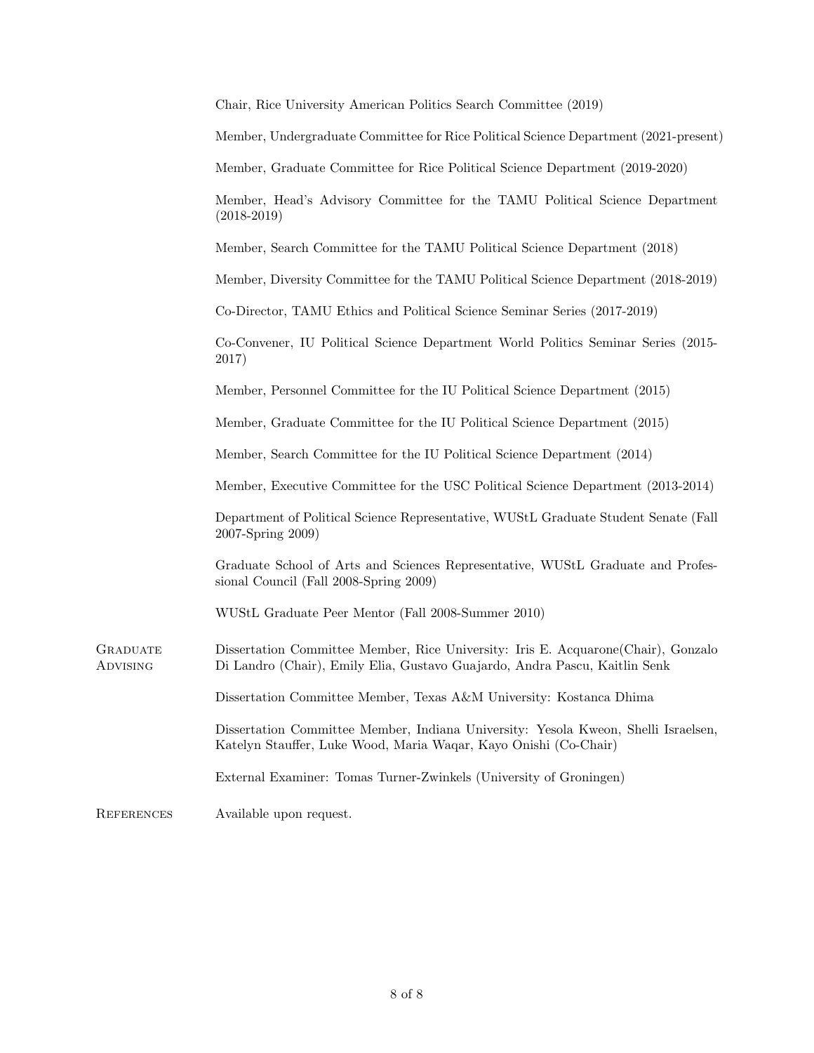Chair, Rice University American Politics Search Committee (2019)

Member, Undergraduate Committee for Rice Political Science Department (2021-present)

Member, Graduate Committee for Rice Political Science Department (2019-2020)

Member, Head's Advisory Committee for the TAMU Political Science Department (2018-2019)

Member, Search Committee for the TAMU Political Science Department (2018)

Member, Diversity Committee for the TAMU Political Science Department (2018-2019)

Co-Director, TAMU Ethics and Political Science Seminar Series (2017-2019)

Co-Convener, IU Political Science Department World Politics Seminar Series (2015-2017)

Member, Personnel Committee for the IU Political Science Department (2015)

Member, Graduate Committee for the IU Political Science Department (2015)

Member, Search Committee for the IU Political Science Department (2014)

Member, Executive Committee for the USC Political Science Department (2013-2014)

Department of Political Science Representative, WUStL Graduate Student Senate (Fall 2007-Spring 2009)

Graduate School of Arts and Sciences Representative, WUStL Graduate and Professional Council (Fall 2008-Spring 2009)

WUStL Graduate Peer Mentor (Fall 2008-Summer 2010)

## Graduate Advising

Dissertation Committee Member, Rice University: Iris E. Acquarone(Chair), Gonzalo Di Landro (Chair), Emily Elia, Gustavo Guajardo, Andra Pascu, Kaitlin Senk

Dissertation Committee Member, Texas A&M University: Kostanca Dhima

Dissertation Committee Member, Indiana University: Yesola Kweon, Shelli Israelsen, Katelyn Stauffer, Luke Wood, Maria Waqar, Kayo Onishi (Co-Chair)

External Examiner: Tomas Turner-Zwinkels (University of Groningen)

## References

Available upon request.